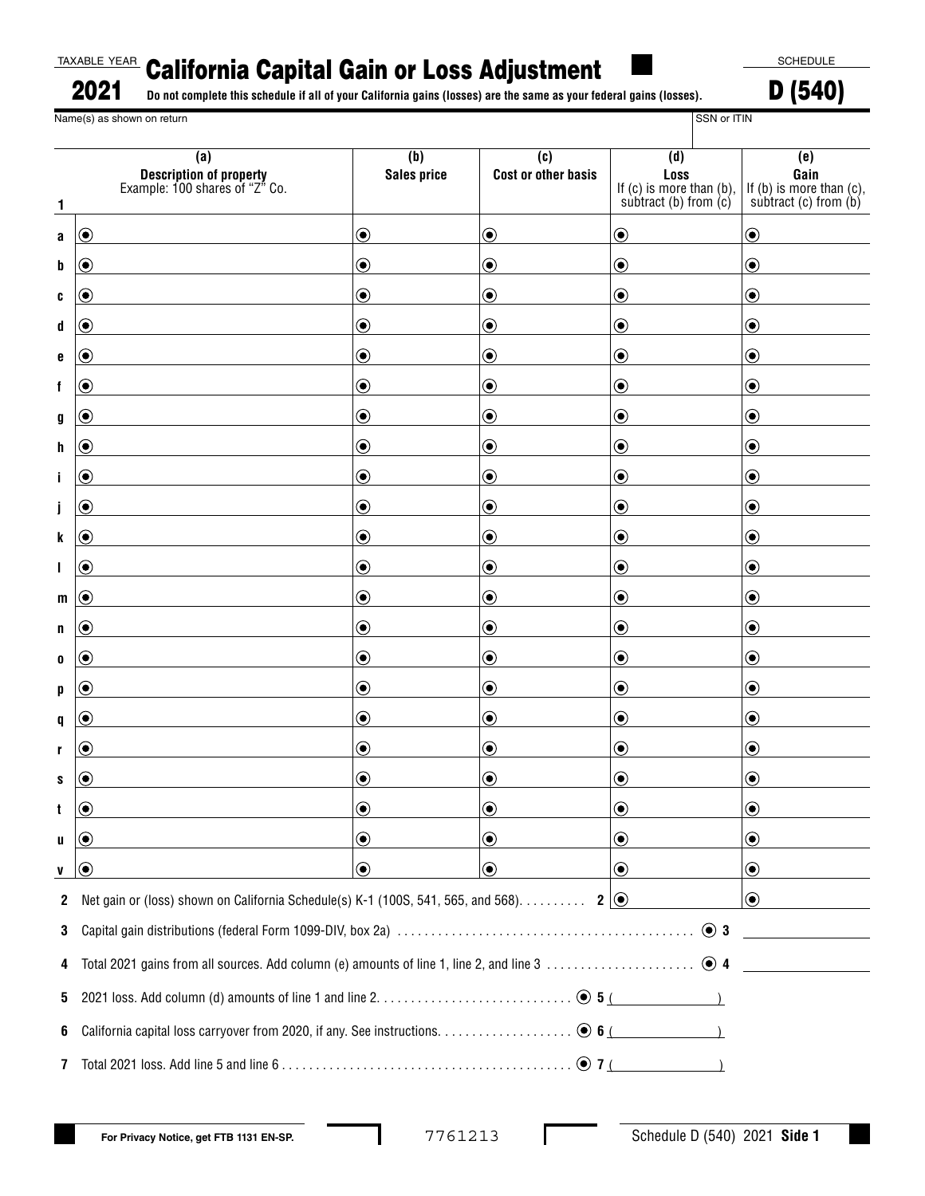TAXABLE YEAR **2021**

# California Capital Gain or Loss Adjustment

SCHEDULE **D (540)**

**Do not complete this schedule if all of your California gains (losses) are the same as your federal gains (losses).**

Name(s) as shown on return | SSN or ITIN

| 1 | (a) Description of property Example: 100 shares of "Z" Co. | (b) Sales price | (c) Cost or other basis | (d) Loss If (c) is more than (b), subtract (b) from (c) | (e) Gain If (b) is more than (c), subtract (c) from (b) |
|---|---|---|---|---|---|
| a | | | | | |
| b | | | | | |
| c | | | | | |
| d | | | | | |
| e | | | | | |
| f | | | | | |
| g | | | | | |
| h | | | | | |
| i | | | | | |
| j | | | | | |
| k | | | | | |
| l | | | | | |
| m | | | | | |
| n | | | | | |
| o | | | | | |
| p | | | | | |
| q | | | | | |
| r | | | | | |
| s | | | | | |
| t | | | | | |
| u | | | | | |
| v | | | | | |

**2** Net gain or (loss) shown on California Schedule(s) K-1 (100S, 541, 565, and 568) . . . . . . . . . **2** ____ ____

**3** Capital gain distributions (federal Form 1099-DIV, box 2a) . . . . . . . . . . . . . . . . . . . . . . . . . . . . . . . . . . . . . . . . . . . **3** ____

**4** Total 2021 gains from all sources. Add column (e) amounts of line 1, line 2, and line 3 . . . . . . . . . . . . . . . . . . . . . **4** ____

**5** 2021 loss. Add column (d) amounts of line 1 and line 2. . . . . . . . . . . . . . . . . . . . . . . . . . . . **5** ( ____ )

**6** California capital loss carryover from 2020, if any. See instructions. . . . . . . . . . . . . . . . . . . . **6** ( ____ )

**7** Total 2021 loss. Add line 5 and line 6 . . . . . . . . . . . . . . . . . . . . . . . . . . . . . . . . . . . . . . . . . . **7** ( ____ )

For Privacy Notice, get FTB 1131 EN-SP.

7761213

Schedule D (540) 2021 **Side 1**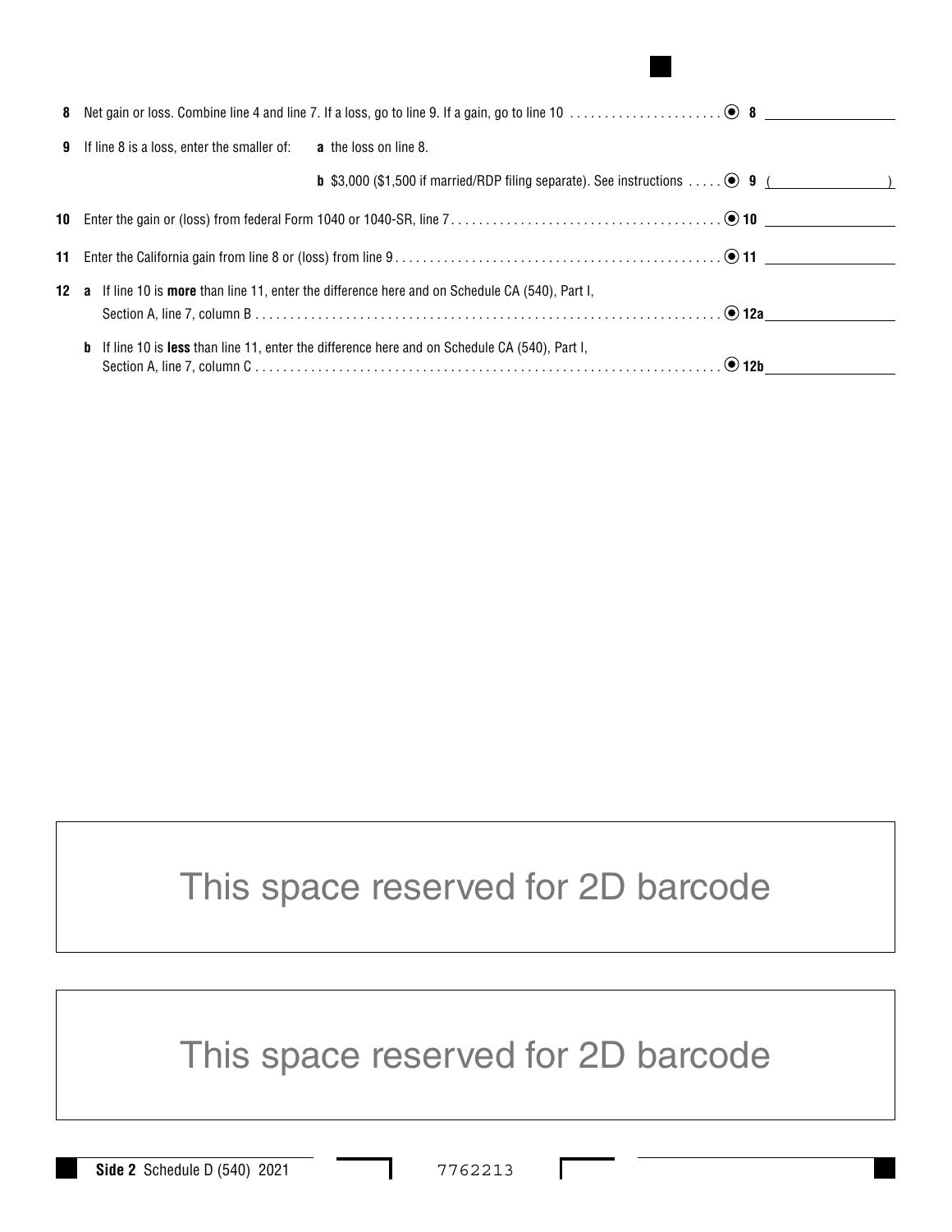**8** Net gain or loss. Combine line 4 and line 7. If a loss, go to line 9. If a gain, go to line 10 . . . . . . . . . . . . . . . . . . . . . . ⦿ **8** ______________

**9** If line 8 is a loss, enter the smaller of: **a** the loss on line 8.

**b** $3,000 ($1,500 if married/RDP filing separate). See instructions . . . . . ⦿ **9** ( ______________ )

**10** Enter the gain or (loss) from federal Form 1040 or 1040-SR, line 7 . . . . . . . . . . . . . . . . . . . . . . . . . . . . . . . . . . . . . . ⦿ **10** ______________

**11** Enter the California gain from line 8 or (loss) from line 9 . . . . . . . . . . . . . . . . . . . . . . . . . . . . . . . . . . . . . . . . . . . . . . ⦿ **11** ______________

**12** **a** If line 10 is **more** than line 11, enter the difference here and on Schedule CA (540), Part I, Section A, line 7, column B . . . . . . . . . . . . . . . . . . . . . . . . . . . . . . . . . . . . . . . . . . . . . . . . . . . . . . . . . . . . . . . . . . . ⦿ **12a** ______________

**b** If line 10 is **less** than line 11, enter the difference here and on Schedule CA (540), Part I, Section A, line 7, column C . . . . . . . . . . . . . . . . . . . . . . . . . . . . . . . . . . . . . . . . . . . . . . . . . . . . . . . . . . . . . . . . . . . ⦿ **12b** ______________

This space reserved for 2D barcode

This space reserved for 2D barcode